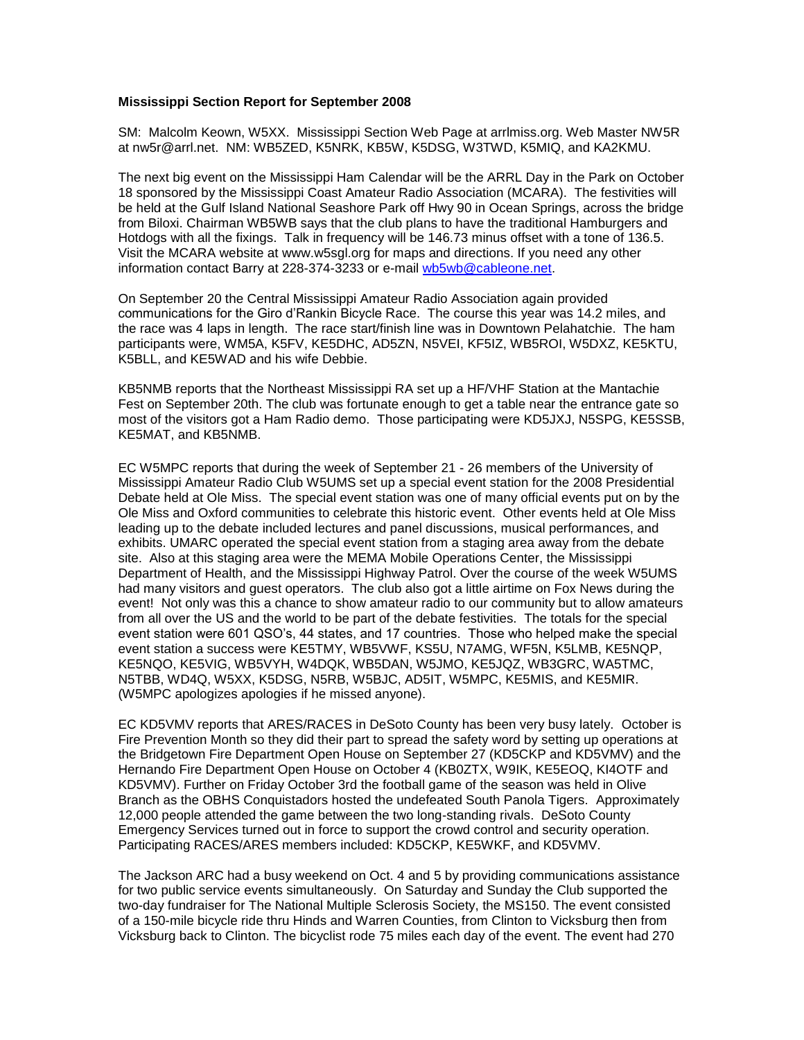**Mississippi Section Report for September 2008**

SM: Malcolm Keown, W5XX. Mississippi Section Web Page at arrlmiss.org. Web Master NW5R at nw5r@arrl.net. NM: WB5ZED, K5NRK, KB5W, K5DSG, W3TWD, K5MIQ, and KA2KMU.

The next big event on the Mississippi Ham Calendar will be the ARRL Day in the Park on October 18 sponsored by the Mississippi Coast Amateur Radio Association (MCARA). The festivities will be held at the Gulf Island National Seashore Park off Hwy 90 in Ocean Springs, across the bridge from Biloxi. Chairman WB5WB says that the club plans to have the traditional Hamburgers and Hotdogs with all the fixings. Talk in frequency will be 146.73 minus offset with a tone of 136.5. Visit the MCARA website at www.w5sgl.org for maps and directions. If you need any other information contact Barry at 228-374-3233 or e-mail [wb5wb@cableone.net](mailto:wb5wb@cableone.net).

On September 20 the Central Mississippi Amateur Radio Association again provided communications for the Giro d'Rankin Bicycle Race. The course this year was 14.2 miles, and the race was 4 laps in length. The race start/finish line was in Downtown Pelahatchie. The ham participants were, WM5A, K5FV, KE5DHC, AD5ZN, N5VEI, KF5IZ, WB5ROI, W5DXZ, KE5KTU, K5BLL, and KE5WAD and his wife Debbie.

KB5NMB reports that the Northeast Mississippi RA set up a HF/VHF Station at the Mantachie Fest on September 20th. The club was fortunate enough to get a table near the entrance gate so most of the visitors got a Ham Radio demo. Those participating were KD5JXJ, N5SPG, KE5SSB, KE5MAT, and KB5NMB.

EC W5MPC reports that during the week of September 21 - 26 members of the University of Mississippi Amateur Radio Club W5UMS set up a special event station for the 2008 Presidential Debate held at Ole Miss. The special event station was one of many official events put on by the Ole Miss and Oxford communities to celebrate this historic event. Other events held at Ole Miss leading up to the debate included lectures and panel discussions, musical performances, and exhibits. UMARC operated the special event station from a staging area away from the debate site. Also at this staging area were the MEMA Mobile Operations Center, the Mississippi Department of Health, and the Mississippi Highway Patrol. Over the course of the week W5UMS had many visitors and guest operators. The club also got a little airtime on Fox News during the event! Not only was this a chance to show amateur radio to our community but to allow amateurs from all over the US and the world to be part of the debate festivities. The totals for the special event station were 601 QSO's, 44 states, and 17 countries. Those who helped make the special event station a success were KE5TMY, WB5VWF, KS5U, N7AMG, WF5N, K5LMB, KE5NQP, KE5NQO, KE5VIG, WB5VYH, W4DQK, WB5DAN, W5JMO, KE5JQZ, WB3GRC, WA5TMC, N5TBB, WD4Q, W5XX, K5DSG, N5RB, W5BJC, AD5IT, W5MPC, KE5MIS, and KE5MIR. (W5MPC apologizes apologies if he missed anyone).

EC KD5VMV reports that ARES/RACES in DeSoto County has been very busy lately. October is Fire Prevention Month so they did their part to spread the safety word by setting up operations at the Bridgetown Fire Department Open House on September 27 (KD5CKP and KD5VMV) and the Hernando Fire Department Open House on October 4 (KB0ZTX, W9IK, KE5EOQ, KI4OTF and KD5VMV). Further on Friday October 3rd the football game of the season was held in Olive Branch as the OBHS Conquistadors hosted the undefeated South Panola Tigers. Approximately 12,000 people attended the game between the two long-standing rivals. DeSoto County Emergency Services turned out in force to support the crowd control and security operation. Participating RACES/ARES members included: KD5CKP, KE5WKF, and KD5VMV.

The Jackson ARC had a busy weekend on Oct. 4 and 5 by providing communications assistance for two public service events simultaneously. On Saturday and Sunday the Club supported the two-day fundraiser for The National Multiple Sclerosis Society, the MS150. The event consisted of a 150-mile bicycle ride thru Hinds and Warren Counties, from Clinton to Vicksburg then from Vicksburg back to Clinton. The bicyclist rode 75 miles each day of the event. The event had 270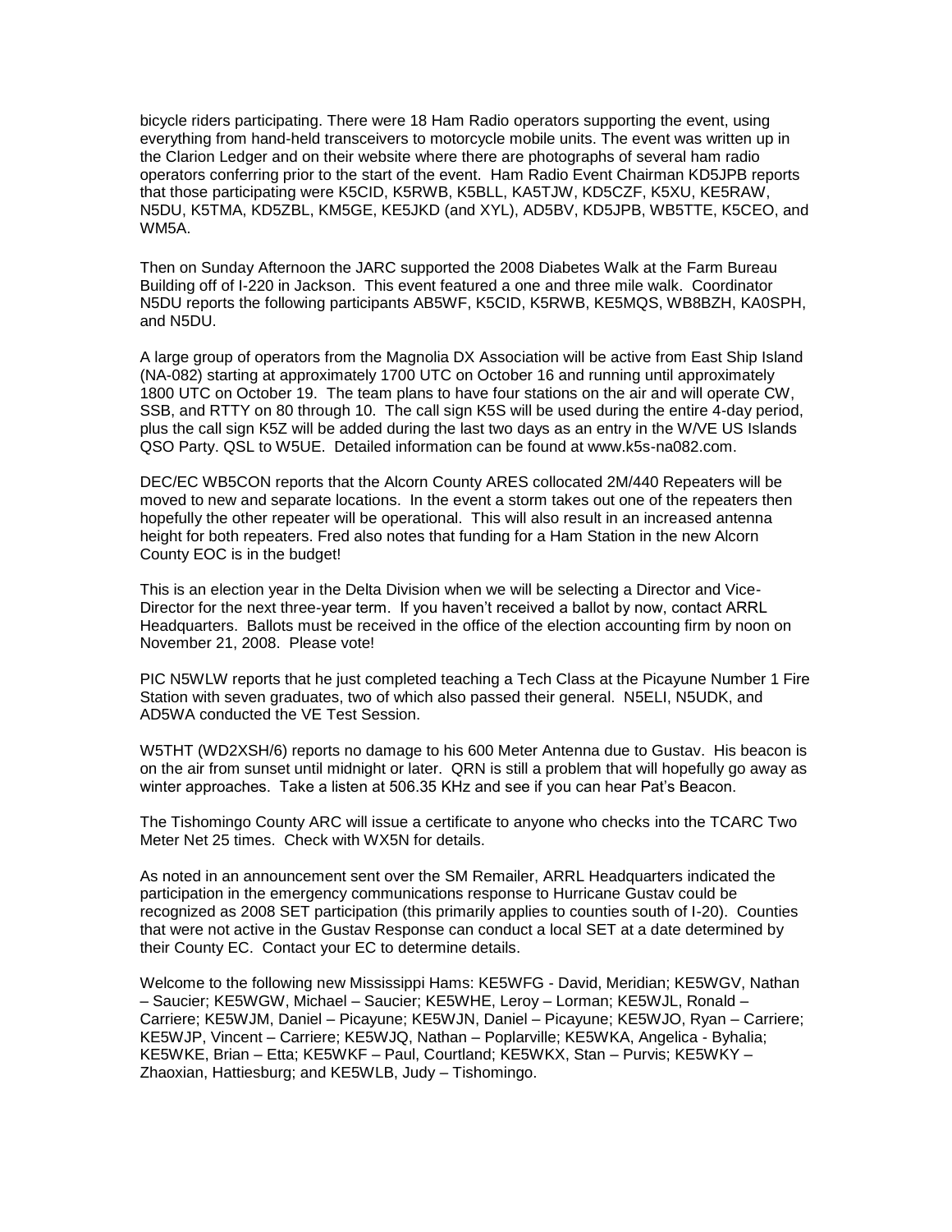bicycle riders participating. There were 18 Ham Radio operators supporting the event, using everything from hand-held transceivers to motorcycle mobile units. The event was written up in the Clarion Ledger and on their website where there are photographs of several ham radio operators conferring prior to the start of the event. Ham Radio Event Chairman KD5JPB reports that those participating were K5CID, K5RWB, K5BLL, KA5TJW, KD5CZF, K5XU, KE5RAW, N5DU, K5TMA, KD5ZBL, KM5GE, KE5JKD (and XYL), AD5BV, KD5JPB, WB5TTE, K5CEO, and WM5A.

Then on Sunday Afternoon the JARC supported the 2008 Diabetes Walk at the Farm Bureau Building off of I-220 in Jackson. This event featured a one and three mile walk. Coordinator N5DU reports the following participants AB5WF, K5CID, K5RWB, KE5MQS, WB8BZH, KA0SPH, and N5DU.

A large group of operators from the Magnolia DX Association will be active from East Ship Island (NA-082) starting at approximately 1700 UTC on October 16 and running until approximately 1800 UTC on October 19. The team plans to have four stations on the air and will operate CW, SSB, and RTTY on 80 through 10. The call sign K5S will be used during the entire 4-day period, plus the call sign K5Z will be added during the last two days as an entry in the W/VE US Islands QSO Party. QSL to W5UE. Detailed information can be found at www.k5s-na082.com.

DEC/EC WB5CON reports that the Alcorn County ARES collocated 2M/440 Repeaters will be moved to new and separate locations. In the event a storm takes out one of the repeaters then hopefully the other repeater will be operational. This will also result in an increased antenna height for both repeaters. Fred also notes that funding for a Ham Station in the new Alcorn County EOC is in the budget!

This is an election year in the Delta Division when we will be selecting a Director and Vice-Director for the next three-year term. If you haven't received a ballot by now, contact ARRL Headquarters. Ballots must be received in the office of the election accounting firm by noon on November 21, 2008. Please vote!

PIC N5WLW reports that he just completed teaching a Tech Class at the Picayune Number 1 Fire Station with seven graduates, two of which also passed their general. N5ELI, N5UDK, and AD5WA conducted the VE Test Session.

W5THT (WD2XSH/6) reports no damage to his 600 Meter Antenna due to Gustav. His beacon is on the air from sunset until midnight or later. QRN is still a problem that will hopefully go away as winter approaches. Take a listen at 506.35 KHz and see if you can hear Pat's Beacon.

The Tishomingo County ARC will issue a certificate to anyone who checks into the TCARC Two Meter Net 25 times. Check with WX5N for details.

As noted in an announcement sent over the SM Remailer, ARRL Headquarters indicated the participation in the emergency communications response to Hurricane Gustav could be recognized as 2008 SET participation (this primarily applies to counties south of I-20). Counties that were not active in the Gustav Response can conduct a local SET at a date determined by their County EC. Contact your EC to determine details.

Welcome to the following new Mississippi Hams: KE5WFG - David, Meridian; KE5WGV, Nathan – Saucier; KE5WGW, Michael – Saucier; KE5WHE, Leroy – Lorman; KE5WJL, Ronald – Carriere; KE5WJM, Daniel – Picayune; KE5WJN, Daniel – Picayune; KE5WJO, Ryan – Carriere; KE5WJP, Vincent – Carriere; KE5WJQ, Nathan – Poplarville; KE5WKA, Angelica - Byhalia; KE5WKE, Brian – Etta; KE5WKF – Paul, Courtland; KE5WKX, Stan – Purvis; KE5WKY – Zhaoxian, Hattiesburg; and KE5WLB, Judy – Tishomingo.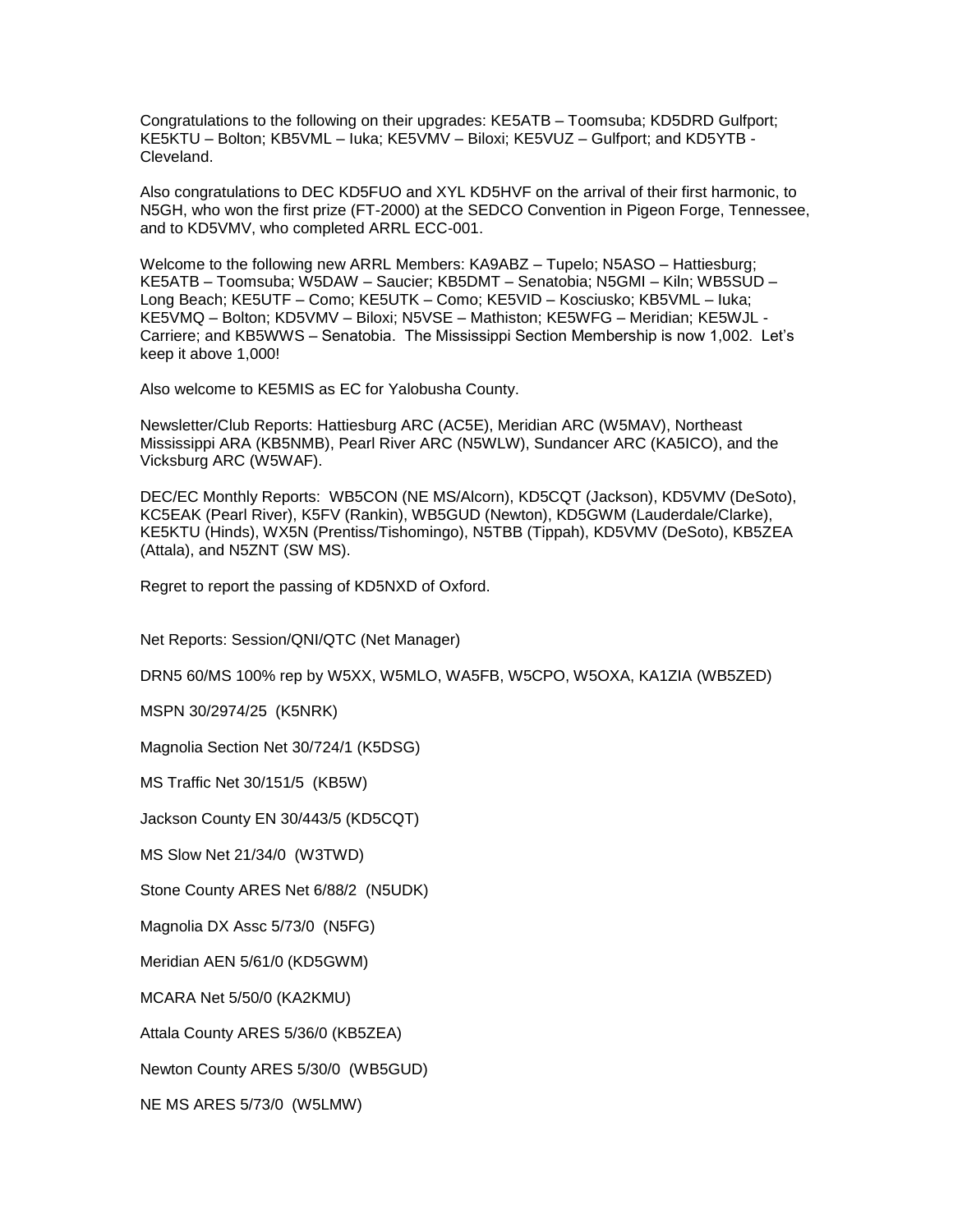Congratulations to the following on their upgrades: KE5ATB – Toomsuba; KD5DRD Gulfport; KE5KTU – Bolton; KB5VML – Iuka; KE5VMV – Biloxi; KE5VUZ – Gulfport; and KD5YTB - Cleveland.

Also congratulations to DEC KD5FUO and XYL KD5HVF on the arrival of their first harmonic, to N5GH, who won the first prize (FT-2000) at the SEDCO Convention in Pigeon Forge, Tennessee, and to KD5VMV, who completed ARRL ECC-001.

Welcome to the following new ARRL Members: KA9ABZ – Tupelo; N5ASO – Hattiesburg; KE5ATB – Toomsuba; W5DAW – Saucier; KB5DMT – Senatobia; N5GMI – Kiln; WB5SUD – Long Beach; KE5UTF – Como; KE5UTK – Como; KE5VID – Kosciusko; KB5VML – Iuka; KE5VMQ – Bolton; KD5VMV – Biloxi; N5VSE – Mathiston; KE5WFG – Meridian; KE5WJL - Carriere; and KB5WWS – Senatobia. The Mississippi Section Membership is now 1,002. Let's keep it above 1,000!

Also welcome to KE5MIS as EC for Yalobusha County.

Newsletter/Club Reports: Hattiesburg ARC (AC5E), Meridian ARC (W5MAV), Northeast Mississippi ARA (KB5NMB), Pearl River ARC (N5WLW), Sundancer ARC (KA5ICO), and the Vicksburg ARC (W5WAF).

DEC/EC Monthly Reports: WB5CON (NE MS/Alcorn), KD5CQT (Jackson), KD5VMV (DeSoto), KC5EAK (Pearl River), K5FV (Rankin), WB5GUD (Newton), KD5GWM (Lauderdale/Clarke), KE5KTU (Hinds), WX5N (Prentiss/Tishomingo), N5TBB (Tippah), KD5VMV (DeSoto), KB5ZEA (Attala), and N5ZNT (SW MS).

Regret to report the passing of KD5NXD of Oxford.

Net Reports: Session/QNI/QTC (Net Manager)

DRN5 60/MS 100% rep by W5XX, W5MLO, WA5FB, W5CPO, W5OXA, KA1ZIA (WB5ZED)

MSPN 30/2974/25 (K5NRK)

Magnolia Section Net 30/724/1 (K5DSG)

MS Traffic Net 30/151/5 (KB5W)

Jackson County EN 30/443/5 (KD5CQT)

MS Slow Net 21/34/0 (W3TWD)

Stone County ARES Net 6/88/2 (N5UDK)

Magnolia DX Assc 5/73/0 (N5FG)

Meridian AEN 5/61/0 (KD5GWM)

MCARA Net 5/50/0 (KA2KMU)

Attala County ARES 5/36/0 (KB5ZEA)

Newton County ARES 5/30/0 (WB5GUD)

NE MS ARES 5/73/0 (W5LMW)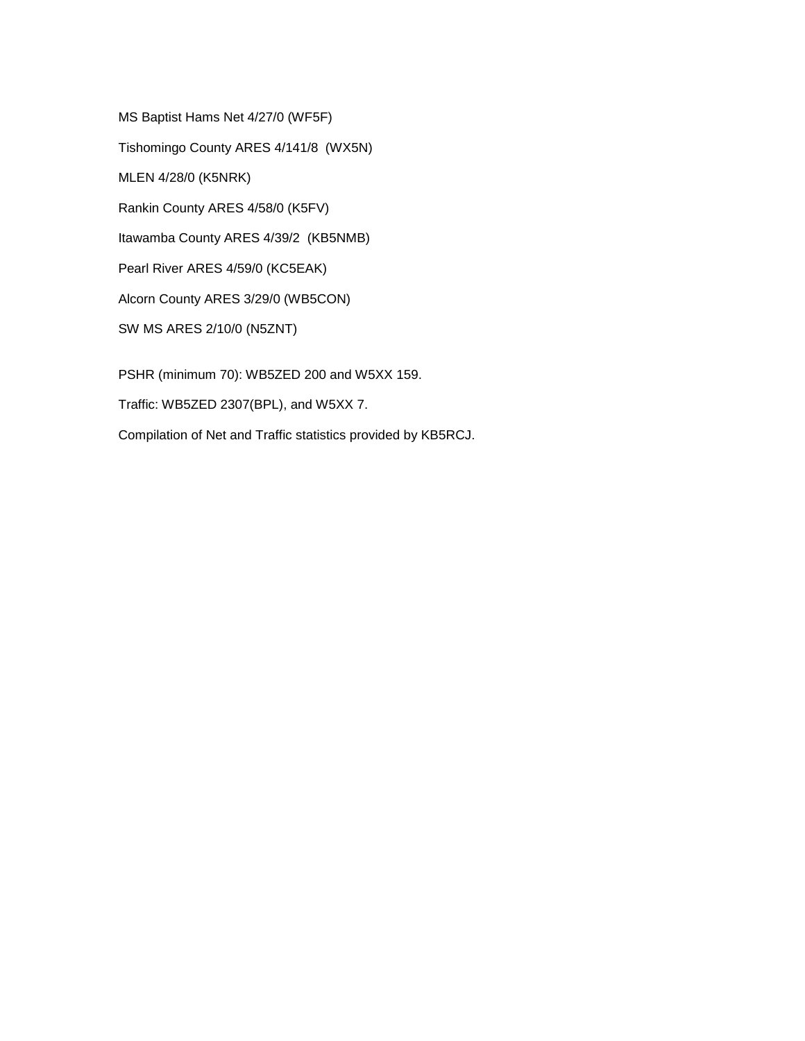MS Baptist Hams Net 4/27/0 (WF5F)

Tishomingo County ARES 4/141/8 (WX5N)

MLEN 4/28/0 (K5NRK)

Rankin County ARES 4/58/0 (K5FV)

Itawamba County ARES 4/39/2 (KB5NMB)

Pearl River ARES 4/59/0 (KC5EAK)

Alcorn County ARES 3/29/0 (WB5CON)

SW MS ARES 2/10/0 (N5ZNT)

PSHR (minimum 70): WB5ZED 200 and W5XX 159.

Traffic: WB5ZED 2307(BPL), and W5XX 7.

Compilation of Net and Traffic statistics provided by KB5RCJ.